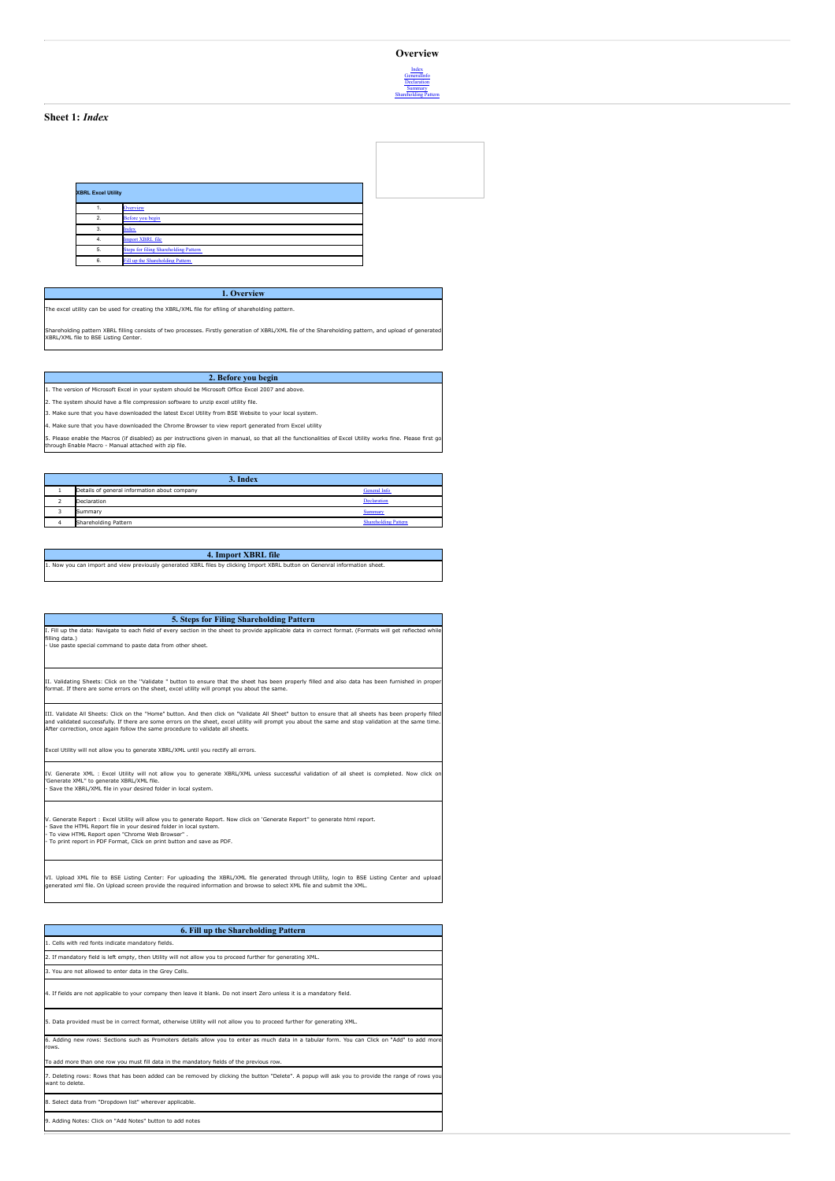# Overview

Index
GeneralInfo
Declaration
Summary
Shareholding Pattern

## Sheet 1: *Index*

| XBRL Excel Utility | |
|---|---|
| 1. | Overview |
| 2. | Before you begin |
| 3. | Index |
| 4. | Import XBRL file |
| 5. | Steps for filing Shareholding Pattern |
| 6. | Fill up the Shareholding Pattern |

### 1. Overview

The excel utility can be used for creating the XBRL/XML file for efiling of shareholding pattern.

Shareholding pattern XBRL filling consists of two processes. Firstly generation of XBRL/XML file of the Shareholding pattern, and upload of generated XBRL/XML file to BSE Listing Center.

### 2. Before you begin

1. The version of Microsoft Excel in your system should be Microsoft Office Excel 2007 and above.

2. The system should have a file compression software to unzip excel utility file.

3. Make sure that you have downloaded the latest Excel Utility from BSE Website to your local system.

4. Make sure that you have downloaded the Chrome Browser to view report generated from Excel utility

5. Please enable the Macros (if disabled) as per instructions given in manual, so that all the functionalities of Excel Utility works fine. Please first go through Enable Macro - Manual attached with zip file.

### 3. Index

| | | |
|---|---|---|
| 1 | Details of general information about company | General Info |
| 2 | Declaration | Declaration |
| 3 | Summary | Summary |
| 4 | Shareholding Pattern | Shareholding Pattern |

### 4. Import XBRL file

1. Now you can import and view previously generated XBRL files by clicking Import XBRL button on Genenral information sheet.

### 5. Steps for Filing Shareholding Pattern

I. Fill up the data: Navigate to each field of every section in the sheet to provide applicable data in correct format. (Formats will get reflected while filling data.)
- Use paste special command to paste data from other sheet.

II. Validating Sheets: Click on the ''Validate " button to ensure that the sheet has been properly filled and also data has been furnished in proper format. If there are some errors on the sheet, excel utility will prompt you about the same.

III. Validate All Sheets: Click on the ''Home" button. And then click on "Validate All Sheet" button to ensure that all sheets has been properly filled and validated successfully. If there are some errors on the sheet, excel utility will prompt you about the same and stop validation at the same time. After correction, once again follow the same procedure to validate all sheets.

Excel Utility will not allow you to generate XBRL/XML until you rectify all errors.

IV. Generate XML : Excel Utility will not allow you to generate XBRL/XML unless successful validation of all sheet is completed. Now click on 'Generate XML" to generate XBRL/XML file.
- Save the XBRL/XML file in your desired folder in local system.

V. Generate Report : Excel Utility will allow you to generate Report. Now click on 'Generate Report" to generate html report.
- Save the HTML Report file in your desired folder in local system.
- To view HTML Report open "Chrome Web Browser" .
- To print report in PDF Format, Click on print button and save as PDF.

VI. Upload XML file to BSE Listing Center: For uploading the XBRL/XML file generated through Utility, login to BSE Listing Center and upload generated xml file. On Upload screen provide the required information and browse to select XML file and submit the XML.

### 6. Fill up the Shareholding Pattern

1. Cells with red fonts indicate mandatory fields.

2. If mandatory field is left empty, then Utility will not allow you to proceed further for generating XML.

3. You are not allowed to enter data in the Grey Cells.

4. If fields are not applicable to your company then leave it blank. Do not insert Zero unless it is a mandatory field.

5. Data provided must be in correct format, otherwise Utility will not allow you to proceed further for generating XML.

6. Adding new rows: Sections such as Promoters details allow you to enter as much data in a tabular form. You can Click on "Add" to add more rows.

To add more than one row you must fill data in the mandatory fields of the previous row.

7. Deleting rows: Rows that has been added can be removed by clicking the button "Delete". A popup will ask you to provide the range of rows you want to delete.

8. Select data from "Dropdown list" wherever applicable.

9. Adding Notes: Click on "Add Notes" button to add notes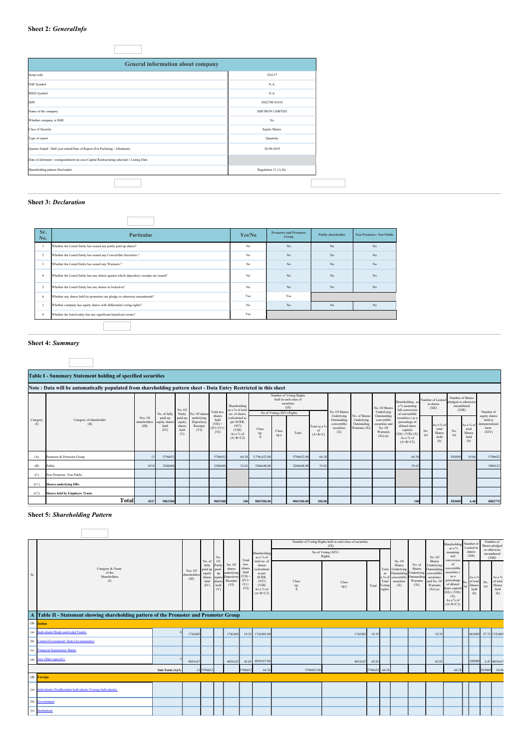## Sheet 2: *GeneralInfo*

| General information about company | |
|---|---|
| Scrip code | 526137 |
| NSE Symbol | N.A. |
| MSEI Symbol | N.A. |
| ISIN | INE278C01010 |
| Name of the company | SHETRON LIMITED |
| Whether company is SME | No |
| Class of Security | Equity Shares |
| Type of report | Quarterly |
| Quarter Ended / Half year ended/Date of Report (For Prelisting / Allotment) | 30-09-2019 |
| Date of allotment / extinguishment (in case Capital Restructuring selected) / Listing Date | |
| Shareholding pattern filed under | Regulation 31 (1) (b) |

## Sheet 3: *Declaration*

| Sr. No. | Particular | Yes/No | Promoter and Promoter Group | Public shareholder | Non Promoter- Non Public |
|---|---|---|---|---|---|
| 1 | Whether the Listed Entity has issued any partly paid up shares? | No | No | No | No |
| 2 | Whether the Listed Entity has issued any Convertible Securities ? | No | No | No | No |
| 3 | Whether the Listed Entity has issued any Warrants ? | No | No | No | No |
| 4 | Whether the Listed Entity has any shares against which depository receipts are issued? | No | No | No | No |
| 5 | Whether the Listed Entity has any shares in locked-in? | No | No | No | No |
| 6 | Whether any shares held by promoters are pledge or otherwise encumbered? | Yes | Yes | | |
| 7 | Whether company has equity shares with differential voting rights? | No | No | No | No |
| 8 | Whether the listed entity has any significant beneficial owner? | Yes | | | |

## Sheet 4: *Summary*

**Table I - Summary Statement holding of specified securities**

**Note : Data will be automatically populated from shareholding pattern sheet - Data Entry Restricted in this sheet**

| Category (I) | Category of shareholder (II) | Nos. Of shareholders (III) | No. of fully paid up equity shares held (IV) | No. Of Partly paid-up equity shares held (V) | No. Of shares underlying Depository Receipts (VI) | Total nos. shares held (VII) = (IV)+(V)+ (VI) | Shareholding as a % of total no. of shares (calculated as per SCRR, 1957) (VIII) As a % of (A+B+C2) | Number of Voting Rights held in each class of securities (IX) No of Voting (XIV) Rights Class eg: X | Class eg:y | Total | Total as a % of (A+B+C) | No. Of Shares Underlying Outstanding convertible securities (X) | No. of Shares Underlying Outstanding Warrants (Xi) | No. Of Shares Underlying Outstanding convertible securities and No. Of Warrants (Xi) (a) | Shareholding , as a % assuming full conversion of convertible securities ( as a percentage of diluted share capital) (XI)= (VII)+(X) As a % of (A+B+C2) | Number of Locked in shares (XII) No. (a) | As a % of total Shares held (b) | Number of Shares pledged or otherwise encumbered (XIII) No. (a) | As a % of total Shares held (b) | Number of equity shares held in dematerialized form (XIV) |
|---|---|---|---|---|---|---|---|---|---|---|---|---|---|---|---|---|---|---|---|---|
| (A) | Promoter & Promoter Group | 13 | 5796652 | | | 5796652 | 64.38 | 5,796,652.00 | | 5796652.00 | 64.38 | | | | 64.38 | | | 583089 | 10.06 | 5796652 |
| (B) | Public | 4514 | 3206648 | | | 3206648 | 35.62 | 3206648.00 | | 3206648.00 | 35.62 | | | | 35.62 | | | | | 3006123 |
| (C) | Non Promoter- Non Public | | | | | | | | | | | | | | | | | | | |
| (C1) | **Shares underlying DRs** | | | | | | | | | | | | | | | | | | | |
| (C2) | **Shares held by Employee Trusts** | | | | | | | | | | | | | | | | | | | |
| | **Total** | 4527 | 9003300 | | | 9003300 | 100 | 9003300.00 | | 9003300.00 | 100.00 | | | | 100 | | | 583089 | 6.48 | 8802775 |

## Sheet 5: *Shareholding Pattern*

| Sr. | Category & Name of the Shareholders (I) | Nos. Of shareholders (III) | No. of fully paid up equity shares held (IV) | No. Of Partly paid-up equity shares held (V) | No. Of shares underlying Depository Receipts (VI) | Total nos. shares held (VII) = (IV)+(V)+ (VI) | Shareholding as a % of total no. of shares (calculated as per SCRR, 1957) (VIII) As a % of (A+B+C2) | Number of Voting Rights held in each class of securities (IX) No of Voting (XIV) Rights Class eg: X | Class eg:y | Total | Total as a % of Total Voting rights | No. Of Shares Underlying Outstanding convertible securities (X) | No. of Shares Underlying Outstanding Warrants (Xi) | No. Of Shares Underlying Outstanding convertible securities and No. Of Warrants (Xi) (a) | Shareholding , as a % assuming full conversion of convertible securities ( as a percentage of diluted share capital) (XI)= (VII)+(X) As a % of (A+B+C2) | Number of Locked in shares (XII) No. (a) | As a % of total Shares held (b) | Number of Shares pledged or otherwise encumbered (XIII) No. (a) | As a % of total Shares held (b) |
|---|---|---|---|---|---|---|---|---|---|---|---|---|---|---|---|---|---|---|---|
| **A** | **Table II - Statement showing shareholding pattern of the Promoter and Promoter Group** | | | | | | | | | | | | | | | | | | |
| **(1)** | **Indian** | | | | | | | | | | | | | | | | | | |
| (a) | Individuals/Hindu undivided Family | 8 | 1742485 | | | 1742485 | 19.35 | 1742485.00 | | 1742485 | 19.35 | | | | 19.35 | | | 483089 | 27.72 |
| (b) | Central Government/ State Government(s) | | | | | | | | | | | | | | | | | | |
| (c) | Financial Institutions/ Banks | | | | | | | | | | | | | | | | | | |
| (d) | Any Other (specify) | 5 | 4054167 | | | 4054167 | 45.03 | 4054167.00 | | 4054167 | 45.03 | | | | 45.03 | | | 100000 | 2.47 |
| | Sub-Total (A)(1) | 13 | 5796652 | | | 5796652 | 64.38 | 5796652.00 | | 5796652 | 64.38 | | | | 64.38 | | | 583089 | 10.06 |
| **(2)** | **Foreign** | | | | | | | | | | | | | | | | | | |
| (a) | Individuals (NonResident Individuals/ Foreign Individuals) | | | | | | | | | | | | | | | | | | |
| (b) | Government | | | | | | | | | | | | | | | | | | |
| (c) | Institutions | | | | | | | | | | | | | | | | | | |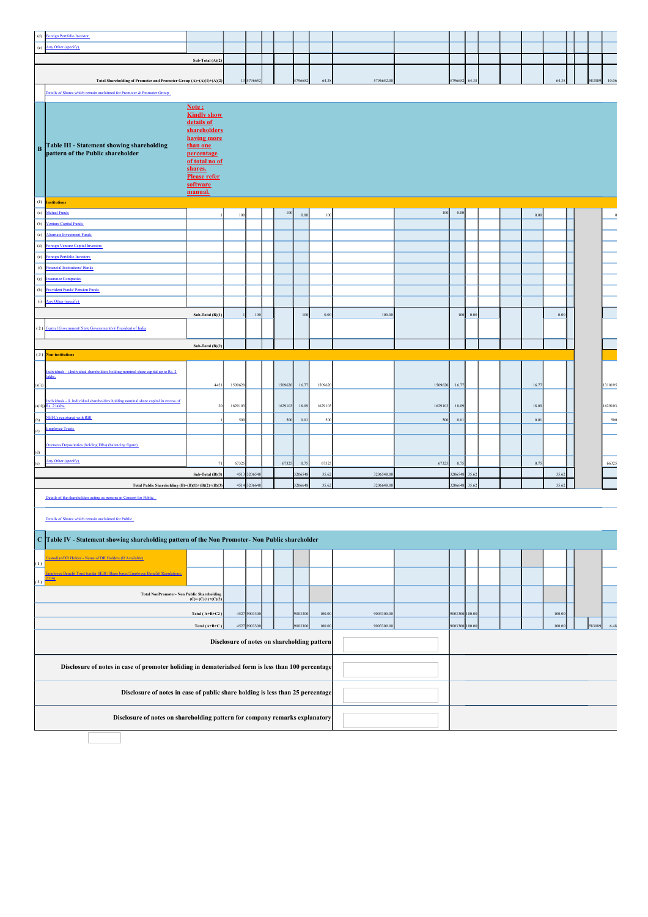| | | | | | | | | | | | | | | | | | | | | | |
|---|---|---|---|---|---|---|---|---|---|---|---|---|---|---|---|---|---|---|---|---|---|
| (d) | Foreign Portfolio Investor | | | | | | | | | | | | | | | | | | | | |
| (e) | Any Other (specify) | | | | | | | | | | | | | | | | | | | | |
| | | Sub-Total (A)(2) | | | | | | | | | | | | | | | | | | | |
| | | Total Shareholding of Promoter and Promoter Group (A)=(A)(1)+(A)(2) | 13 | 5796652 | | | 5796652 | 64.38 | 5796652.00 | | 5796652 | 64.38 | | | | | 64.38 | | 583089 | 10.06 |
| | Details of Shares which remain unclaimed for Promoter & Promoter Group | | | | | | | | | | | | | | | | | | | | |

| | | | | | | | | | | | | | | | | | | | | |
|---|---|---|---|---|---|---|---|---|---|---|---|---|---|---|---|---|---|---|---|---|
| B | Table III - Statement showing shareholding pattern of the Public shareholder | Note : Kindly show details of shareholders having more than one percentage of total no of shares. Please refer software manual. | | | | | | | | | | | | | | | | | | |
| (1) | Institutions | | | | | | | | | | | | | | | | | | | |
| (a) | Mutual Funds | | 1 | 100 | | | 100 | 0.00 | 100 | | 100 | 0.00 | | | | | 0.00 | | | 0 |
| (b) | Venture Capital Funds | | | | | | | | | | | | | | | | | | | |
| (c) | Alternate Investment Funds | | | | | | | | | | | | | | | | | | | |
| (d) | Foreign Venture Capital Investors | | | | | | | | | | | | | | | | | | | |
| (e) | Foreign Portfolio Investors | | | | | | | | | | | | | | | | | | | |
| (f) | Financial Institutions/ Banks | | | | | | | | | | | | | | | | | | | |
| (g) | Insurance Companies | | | | | | | | | | | | | | | | | | | |
| (h) | Provident Funds/ Pension Funds | | | | | | | | | | | | | | | | | | | |
| (i) | Any Other (specify) | | | | | | | | | | | | | | | | | | | |
| | | Sub-Total (B)(1) | 1 | 100 | | | 100 | 0.00 | 100.00 | | 100 | 0.00 | | | | | 0.00 | | | |
| (2) | Central Government/ State Government(s)/ President of India | | | | | | | | | | | | | | | | | | | |
| | | Sub-Total (B)(2) | | | | | | | | | | | | | | | | | | |
| (3) | Non-institutions | | | | | | | | | | | | | | | | | | | |
| (a(i)) | Individuals - i.Individual shareholders holding nominal share capital up to Rs. 2 lakhs. | | 4421 | 1509620 | | | 1509620 | 16.77 | 1509620 | | 1509620 | 16.77 | | | | | 16.77 | | | 1310195 |
| (a(ii)) | Individuals - ii. Individual shareholders holding nominal share capital in excess of Rs. 2 lakhs. | | 20 | 1629103 | | | 1629103 | 18.09 | 1629103 | | 1629103 | 18.09 | | | | | 18.09 | | | 1629103 |
| (b) | NBFCs registered with RBI | | 1 | 500 | | | 500 | 0.01 | 500 | | 500 | 0.01 | | | | | 0.01 | | | 500 |
| (c) | Employee Trusts | | | | | | | | | | | | | | | | | | | |
| (d) | Overseas Depositories (holding DRs) (balancing figure) | | | | | | | | | | | | | | | | | | | |
| (e) | Any Other (specify) | | 71 | 67325 | | | 67325 | 0.75 | 67325 | | 67325 | 0.75 | | | | | 0.75 | | | 66325 |
| | | Sub-Total (B)(3) | 4513 | 3206548 | | | 3206548 | 35.62 | 3206548.00 | | 3206548 | 35.62 | | | | | 35.62 | | | |
| | | Total Public Shareholding (B)=(B)(1)+(B)(2)+(B)(3) | 4514 | 3206648 | | | 3206648 | 35.62 | 3206648.00 | | 3206648 | 35.62 | | | | | 35.62 | | | |
| | Details of the shareholders acting as persons in Concert for Public | | | | | | | | | | | | | | | | | | | |
| | Details of Shares which remain unclaimed for Public | | | | | | | | | | | | | | | | | | | |

| | | | | | | | | | | | | | | | | | | | | | |
|---|---|---|---|---|---|---|---|---|---|---|---|---|---|---|---|---|---|---|---|---|---|
| C | Table IV - Statement showing shareholding pattern of the Non Promoter- Non Public shareholder | | | | | | | | | | | | | | | | | | | | |
| (1) | Custodian/DR Holder - Name of DR Holders (If Available) | | | | | | | | | | | | | | | | | | | | |
| (2) | Employee Benefit Trust (under SEBI (Share based Employee Benefit) Regulations, 2014) | | | | | | | | | | | | | | | | | | | | |
| | | Total NonPromoter- Non Public Shareholding (C)= (C)(1)+(C)(2) | | | | | | | | | | | | | | | | | | | |
| | | Total ( A+B+C2 ) | 4527 | 9003300 | | | 9003300 | 100.00 | 9003300.00 | | 9003300 | 100.00 | | | | | 100.00 | | | | |
| | | Total (A+B+C ) | 4527 | 9003300 | | | 9003300 | 100.00 | 9003300.00 | | 9003300 | 100.00 | | | | | 100.00 | | 583089 | 6.48 | |

| | |
|---|---|
| Disclosure of notes on shareholding pattern | |
| Disclosure of notes in case of promoter holiding in dematerialsed form is less than 100 percentage | |
| Disclosure of notes in case of public share holding is less than 25 percentage | |
| Disclosure of notes on shareholding pattern for company remarks explanatory | |